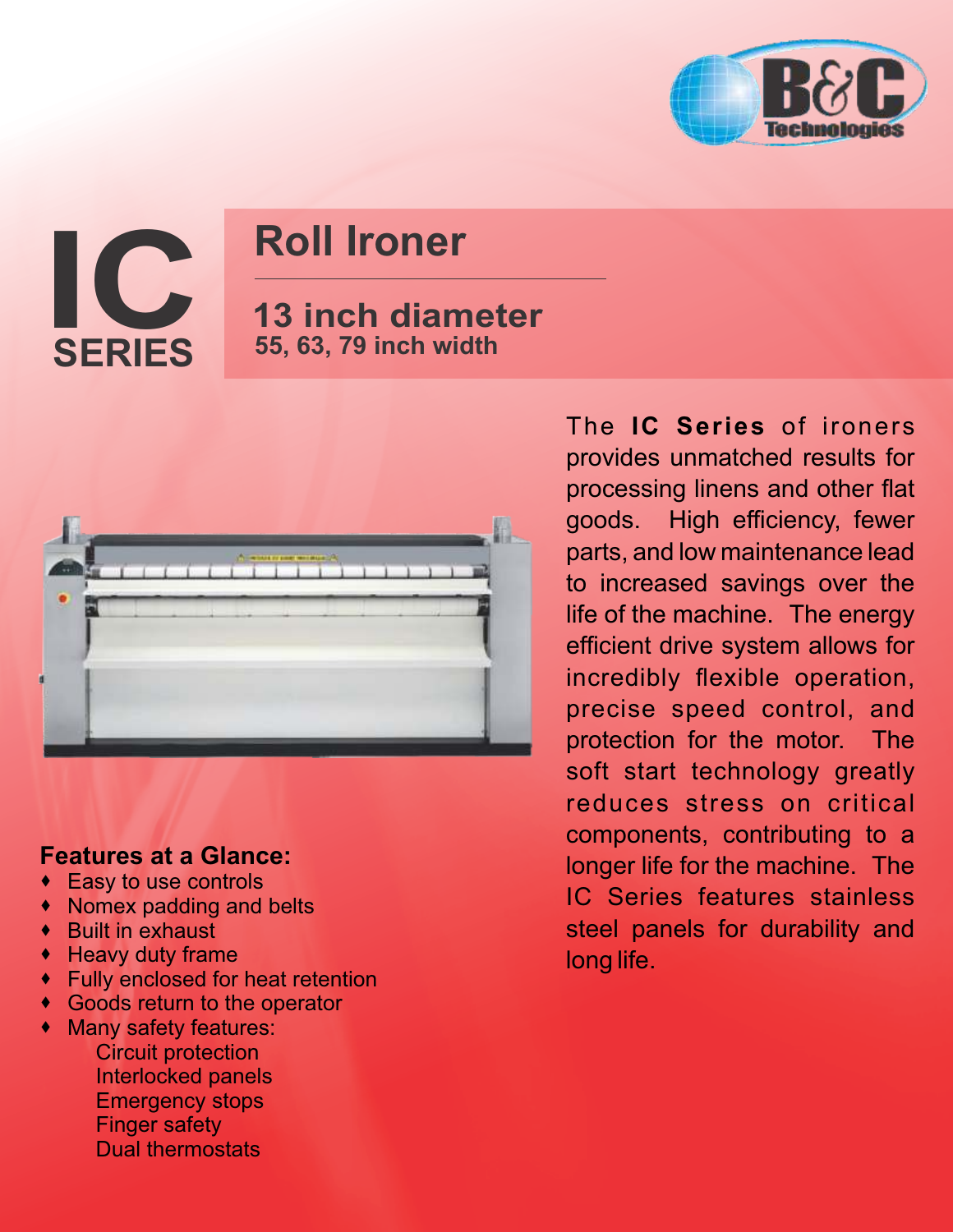# IC SERIES

## Roll Ironer

### 13 inch diameter

**55, 63, 79 inch width**

The **IC Series** of ironers provides unmatched results for processing linens and other flat goods. High efficiency, fewer parts, and low maintenance lead to increased savings over the life of the machine. The energy efficient drive system allows for incredibly flexible operation, precise speed control, and protection for the motor. The soft start technology greatly reduces stress on critical components, contributing to a longer life for the machine. The IC Series features stainless steel panels for durability and long life.

**Features at a Glance:**

- Easy to use controls
- Nomex padding and belts
- Built in exhaust
- Heavy duty frame
- Fully enclosed for heat retention
- Goods return to the operator
- Many safety features:
  - Circuit protection
  - Interlocked panels
  - Emergency stops
  - Finger safety
  - Dual thermostats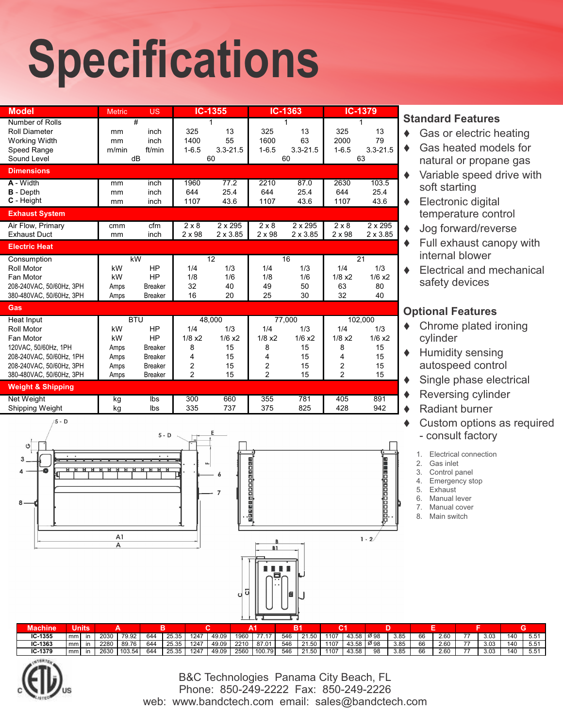# Specifications

| Model | Metric | US | IC-1355 | | IC-1363 | | IC-1379 | |
|---|---|---|---|---|---|---|---|---|
| Number of Rolls | # | | 1 | | 1 | | 1 | |
| Roll Diameter | mm | inch | 325 | 13 | 325 | 13 | 325 | 13 |
| Working Width | mm | inch | 1400 | 55 | 1600 | 63 | 2000 | 79 |
| Speed Range | m/min | ft/min | 1-6.5 | 3.3-21.5 | 1-6.5 | 3.3-21.5 | 1-6.5 | 3.3-21.5 |
| Sound Level | dB | | 60 | | 60 | | 63 | |
| **Dimensions** | | | | | | | | |
| **A** - Width | mm | inch | 1960 | 77.2 | 2210 | 87.0 | 2630 | 103.5 |
| **B** - Depth | mm | inch | 644 | 25.4 | 644 | 25.4 | 644 | 25.4 |
| **C** - Height | mm | inch | 1107 | 43.6 | 1107 | 43.6 | 1107 | 43.6 |
| **Exhaust System** | | | | | | | | |
| Air Flow, Primary | cmm | cfm | 2 x 8 | 2 x 295 | 2 x 8 | 2 x 295 | 2 x 8 | 2 x 295 |
| Exhaust Duct | mm | inch | 2 x 98 | 2 x 3.85 | 2 x 98 | 2 x 3.85 | 2 x 98 | 2 x 3.85 |
| **Electric Heat** | | | | | | | | |
| Consumption | kW | | 12 | | 16 | | 21 | |
| Roll Motor | kW | HP | 1/4 | 1/3 | 1/4 | 1/3 | 1/4 | 1/3 |
| Fan Motor | kW | HP | 1/8 | 1/6 | 1/8 | 1/6 | 1/8 x2 | 1/6 x2 |
| 208-240VAC, 50/60Hz, 3PH | Amps | Breaker | 32 | 40 | 49 | 50 | 63 | 80 |
| 380-480VAC, 50/60Hz, 3PH | Amps | Breaker | 16 | 20 | 25 | 30 | 32 | 40 |
| **Gas** | | | | | | | | |
| Heat Input | BTU | | 48,000 | | 77,000 | | 102,000 | |
| Roll Motor | kW | HP | 1/4 | 1/3 | 1/4 | 1/3 | 1/4 | 1/3 |
| Fan Motor | kW | HP | 1/8 x2 | 1/6 x2 | 1/8 x2 | 1/6 x2 | 1/8 x2 | 1/6 x2 |
| 120VAC, 50/60Hz, 1PH | Amps | Breaker | 8 | 15 | 8 | 15 | 8 | 15 |
| 208-240VAC, 50/60Hz, 1PH | Amps | Breaker | 4 | 15 | 4 | 15 | 4 | 15 |
| 208-240VAC, 50/60Hz, 3PH | Amps | Breaker | 2 | 15 | 2 | 15 | 2 | 15 |
| 380-480VAC, 50/60Hz, 3PH | Amps | Breaker | 2 | 15 | 2 | 15 | 2 | 15 |
| **Weight & Shipping** | | | | | | | | |
| Net Weight | kg | lbs | 300 | 660 | 355 | 781 | 405 | 891 |
| Shipping Weight | kg | lbs | 335 | 737 | 375 | 825 | 428 | 942 |

## Standard Features

- Gas or electric heating
- Gas heated models for natural or propane gas
- Variable speed drive with soft starting
- Electronic digital temperature control
- Jog forward/reverse
- Full exhaust canopy with internal blower
- Electrical and mechanical safety devices

## Optional Features

- Chrome plated ironing cylinder
- Humidity sensing autospeed control
- Single phase electrical
- Reversing cylinder
- Radiant burner
- Custom options as required - consult factory

1. Electrical connection
2. Gas inlet
3. Control panel
4. Emergency stop
5. Exhaust
6. Manual lever
7. Manual cover
8. Main switch

5 - D
G
3
4
8
5 - D
E
F
6
7
A1
A
1 - 2
B
B1
C
C1

| Machine | Units | | A | | B | | C | | A1 | | B1 | | C1 | | D | | E | | F | | G | |
|---|---|---|---|---|---|---|---|---|---|---|---|---|---|---|---|---|---|---|---|---|---|---|
| IC-1355 | mm | in | 2030 | 79.92 | 644 | 25.35 | 1247 | 49.09 | 1960 | 77.17 | 546 | 21.50 | 1107 | 43.58 | Ø 98 | 3.85 | 66 | 2.60 | 77 | 3.03 | 140 | 5.51 |
| IC-1363 | mm | in | 2280 | 89.76 | 644 | 25.35 | 1247 | 49.09 | 2210 | 87.01 | 546 | 21.50 | 1107 | 43.58 | Ø 98 | 3.85 | 66 | 2.60 | 77 | 3.03 | 140 | 5.51 |
| IC-1379 | mm | in | 2630 | 103.54 | 644 | 25.35 | 1247 | 49.09 | 2560 | 100.79 | 546 | 21.50 | 1107 | 43.58 | 98 | 3.85 | 66 | 2.60 | 77 | 3.03 | 140 | 5.51 |

B&C Technologies Panama City Beach, FL
Phone: 850-249-2222 Fax: 850-249-2226
web: www.bandctech.com email: sales@bandctech.com